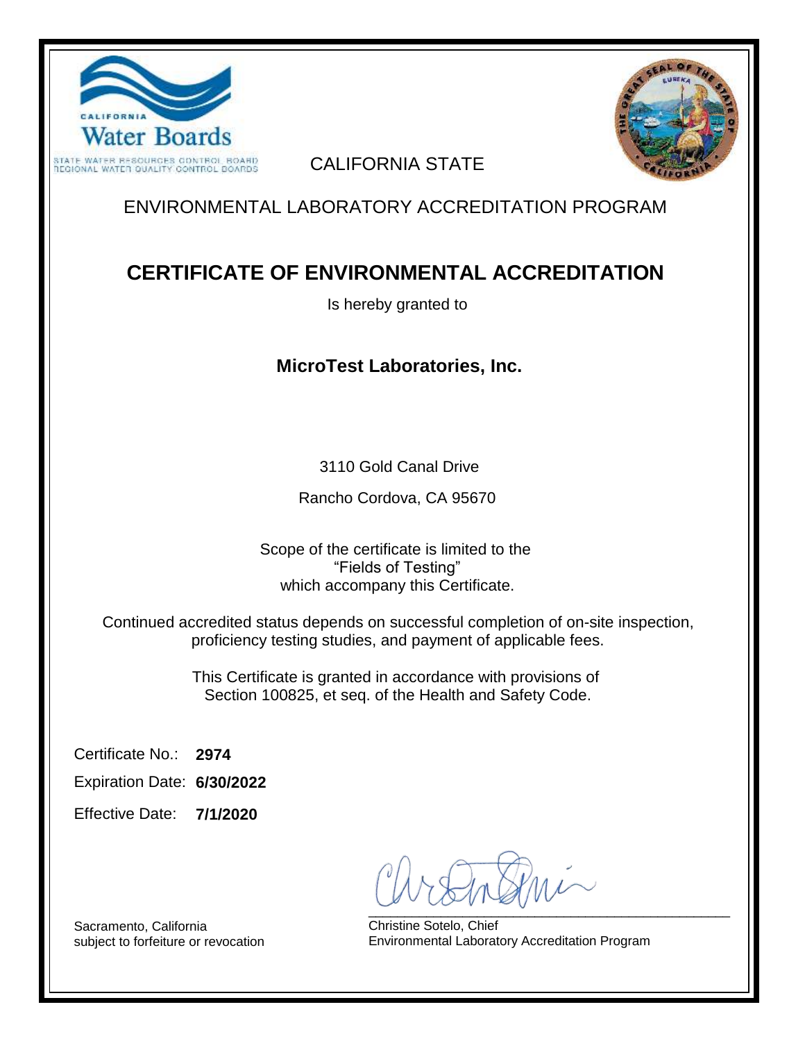CALIFORNIA

Water Boards

STATE WATER RESOURCES CONTROL BOARD
REGIONAL WATER QUALITY CONTROL BOARDS

CALIFORNIA STATE

ENVIRONMENTAL LABORATORY ACCREDITATION PROGRAM

# CERTIFICATE OF ENVIRONMENTAL ACCREDITATION

Is hereby granted to

## MicroTest Laboratories, Inc.

3110 Gold Canal Drive

Rancho Cordova, CA 95670

Scope of the certificate is limited to the
"Fields of Testing"
which accompany this Certificate.

Continued accredited status depends on successful completion of on-site inspection, proficiency testing studies, and payment of applicable fees.

This Certificate is granted in accordance with provisions of Section 100825, et seq. of the Health and Safety Code.

Certificate No.: **2974**

Expiration Date: **6/30/2022**

Effective Date: **7/1/2020**

Sacramento, California
subject to forfeiture or revocation

Christine Sotelo, Chief
Environmental Laboratory Accreditation Program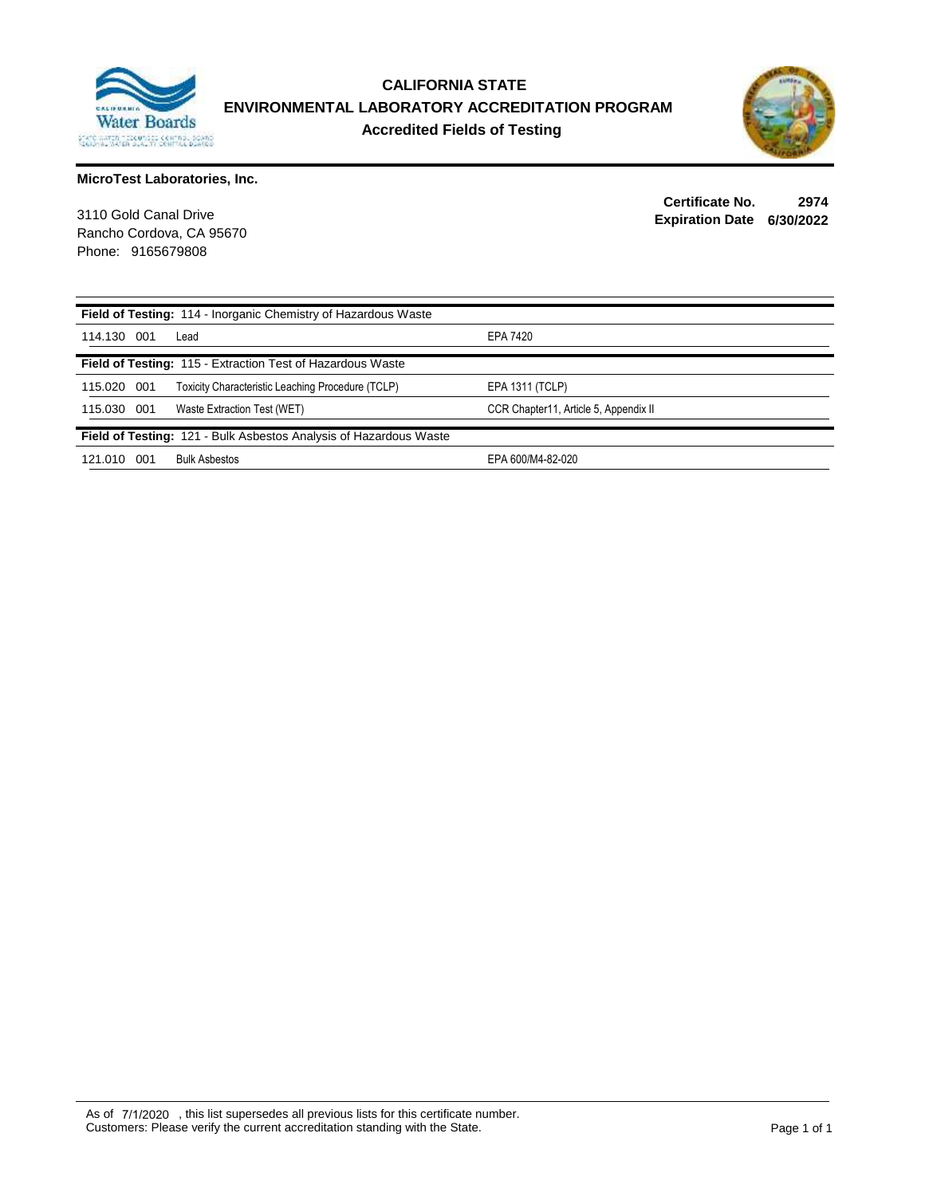# CALIFORNIA STATE
## ENVIRONMENTAL LABORATORY ACCREDITATION PROGRAM
### Accredited Fields of Testing

**MicroTest Laboratories, Inc.**

3110 Gold Canal Drive
Rancho Cordova, CA 95670
Phone: 9165679808

**Certificate No.** **2974**
**Expiration Date** **6/30/2022**

| | | | |
|---|---|---|---|
| **Field of Testing:** 114 - Inorganic Chemistry of Hazardous Waste | | | |
| 114.130 | 001 | Lead | EPA 7420 |
| **Field of Testing:** 115 - Extraction Test of Hazardous Waste | | | |
| 115.020 | 001 | Toxicity Characteristic Leaching Procedure (TCLP) | EPA 1311 (TCLP) |
| 115.030 | 001 | Waste Extraction Test (WET) | CCR Chapter11, Article 5, Appendix II |
| **Field of Testing:** 121 - Bulk Asbestos Analysis of Hazardous Waste | | | |
| 121.010 | 001 | Bulk Asbestos | EPA 600/M4-82-020 |

As of 7/1/2020 , this list supersedes all previous lists for this certificate number.
Customers: Please verify the current accreditation standing with the State.